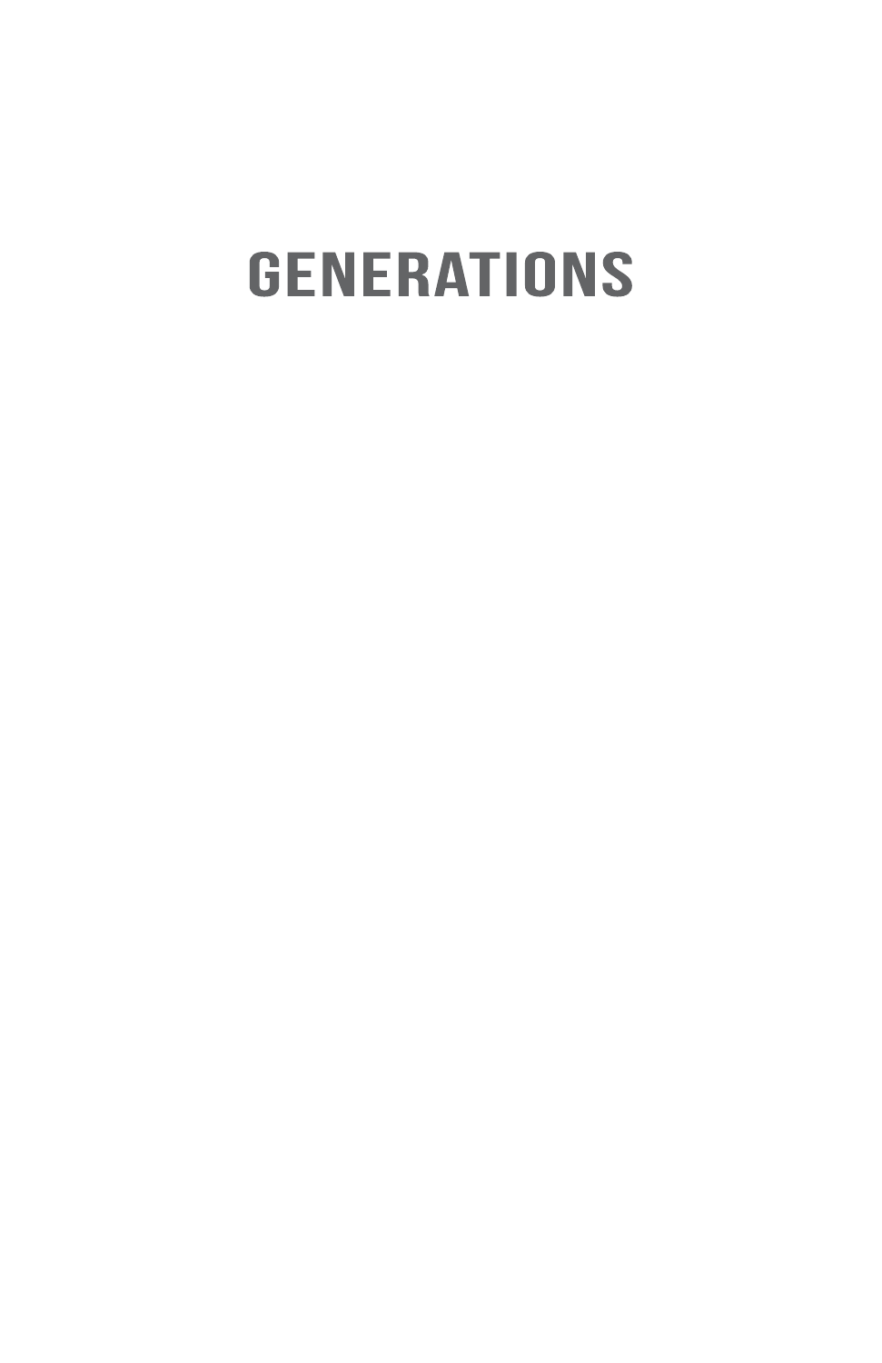# GENERATIONS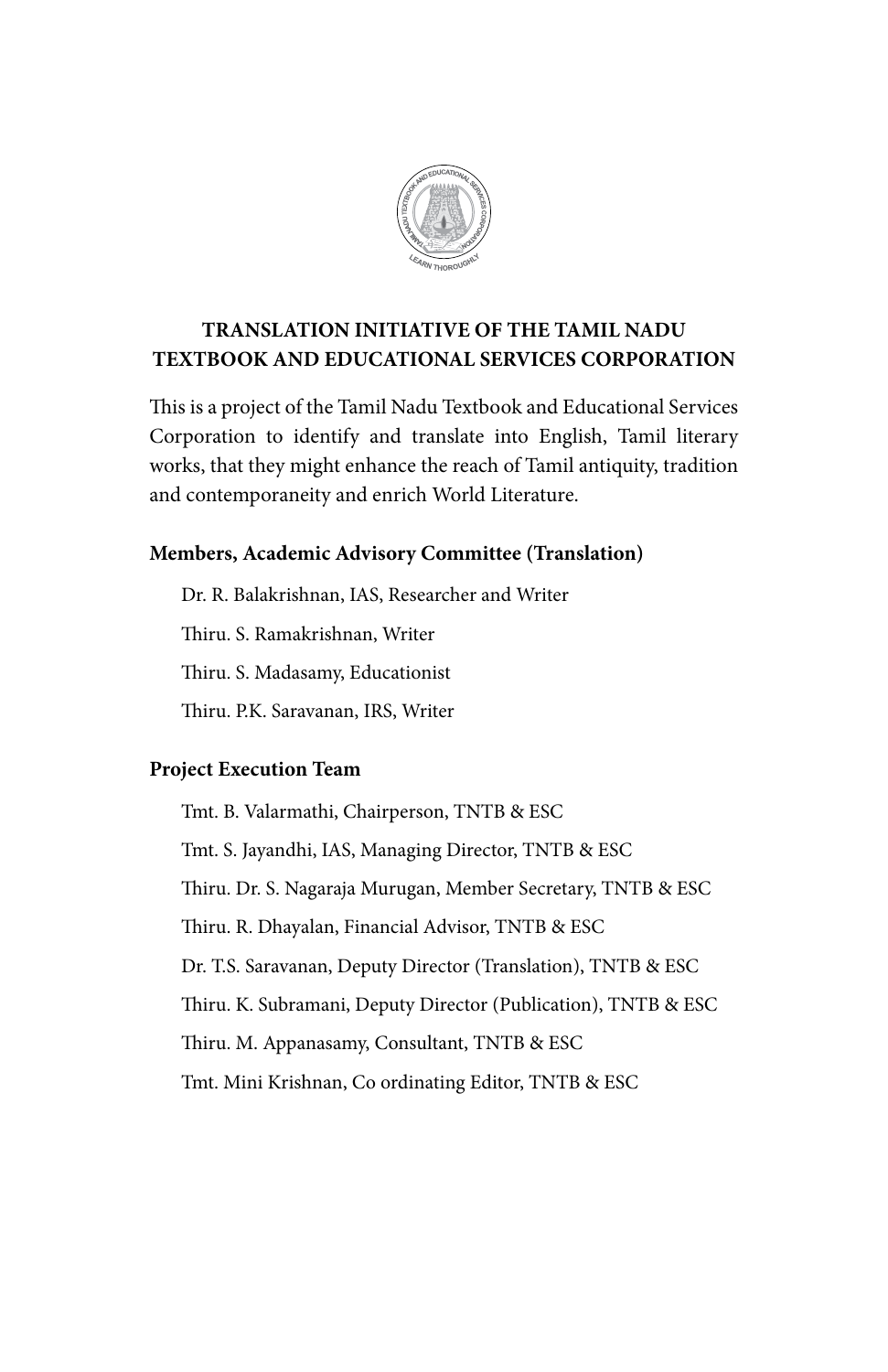## TRANSLATION INITIATIVE OF THE TAMIL NADU TEXTBOOK AND EDUCATIONAL SERVICES CORPORATION

This is a project of the Tamil Nadu Textbook and Educational Services Corporation to identify and translate into English, Tamil literary works, that they might enhance the reach of Tamil antiquity, tradition and contemporaneity and enrich World Literature.

**Members, Academic Advisory Committee (Translation)**

Dr. R. Balakrishnan, IAS, Researcher and Writer

Thiru. S. Ramakrishnan, Writer

Thiru. S. Madasamy, Educationist

Thiru. P.K. Saravanan, IRS, Writer

**Project Execution Team**

Tmt. B. Valarmathi, Chairperson, TNTB & ESC

Tmt. S. Jayandhi, IAS, Managing Director, TNTB & ESC

Thiru. Dr. S. Nagaraja Murugan, Member Secretary, TNTB & ESC

Thiru. R. Dhayalan, Financial Advisor, TNTB & ESC

Dr. T.S. Saravanan, Deputy Director (Translation), TNTB & ESC

Thiru. K. Subramani, Deputy Director (Publication), TNTB & ESC

Thiru. M. Appanasamy, Consultant, TNTB & ESC

Tmt. Mini Krishnan, Co ordinating Editor, TNTB & ESC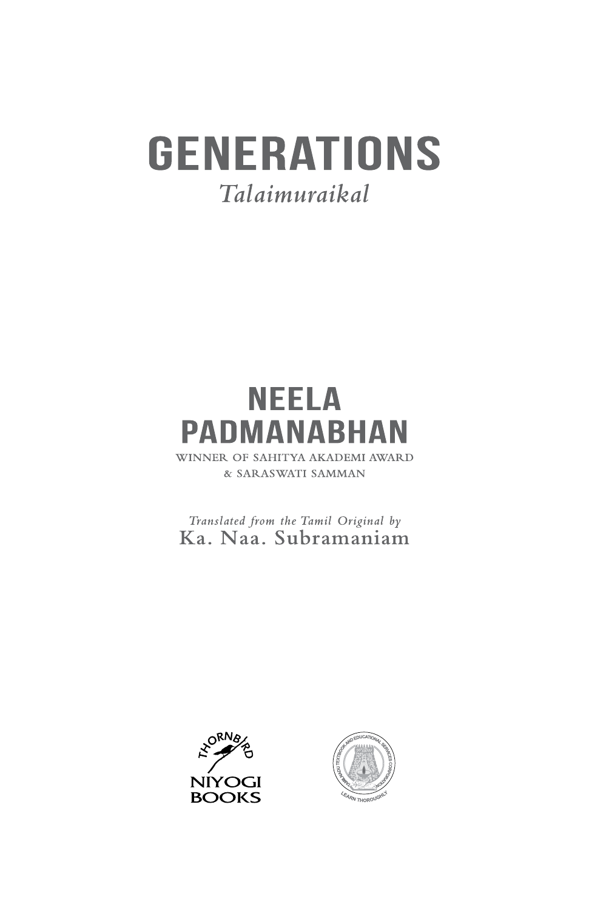# GENERATIONS

*Talaimuraikal*

## NEELA PADMANABHAN

WINNER OF SAHITYA AKADEMI AWARD & SARASWATI SAMMAN

*Translated from the Tamil Original by*
Ka. Naa. Subramaniam

THORNBIRD

NIYOGI BOOKS

TAMIL NADU TEXTBOOK AND EDUCATIONAL SERVICES CORPORATION

LEARN THOROUGHLY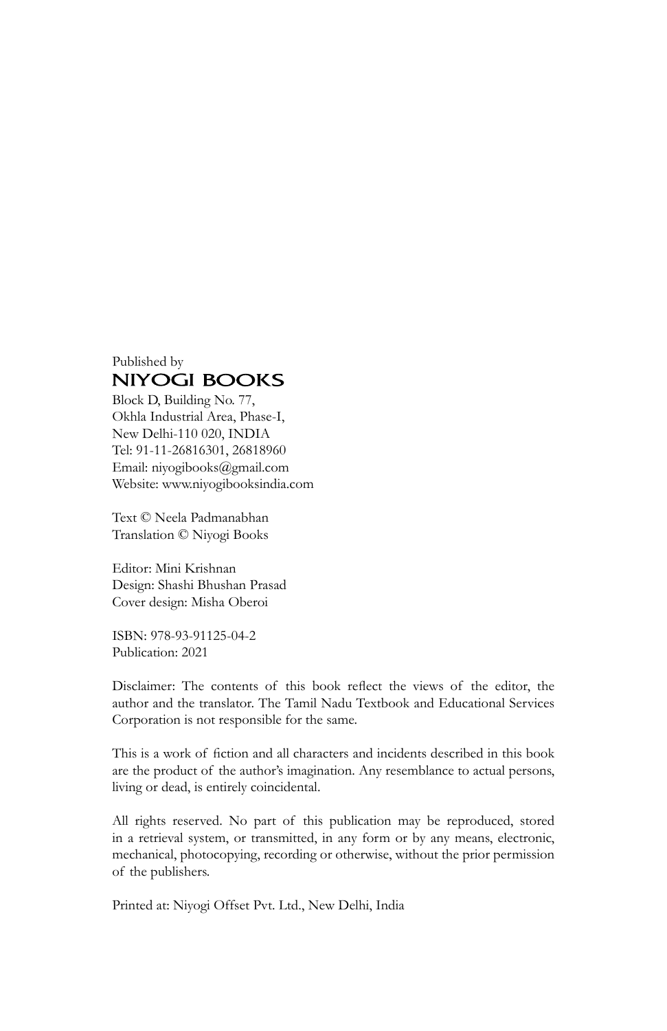Published by

**NIYOGI BOOKS**

Block D, Building No. 77,
Okhla Industrial Area, Phase-I,
New Delhi-110 020, INDIA
Tel: 91-11-26816301, 26818960
Email: niyogibooks@gmail.com
Website: www.niyogibooksindia.com

Text © Neela Padmanabhan
Translation © Niyogi Books

Editor: Mini Krishnan
Design: Shashi Bhushan Prasad
Cover design: Misha Oberoi

ISBN: 978-93-91125-04-2
Publication: 2021

Disclaimer: The contents of this book reflect the views of the editor, the author and the translator. The Tamil Nadu Textbook and Educational Services Corporation is not responsible for the same.

This is a work of fiction and all characters and incidents described in this book are the product of the author's imagination. Any resemblance to actual persons, living or dead, is entirely coincidental.

All rights reserved. No part of this publication may be reproduced, stored in a retrieval system, or transmitted, in any form or by any means, electronic, mechanical, photocopying, recording or otherwise, without the prior permission of the publishers.

Printed at: Niyogi Offset Pvt. Ltd., New Delhi, India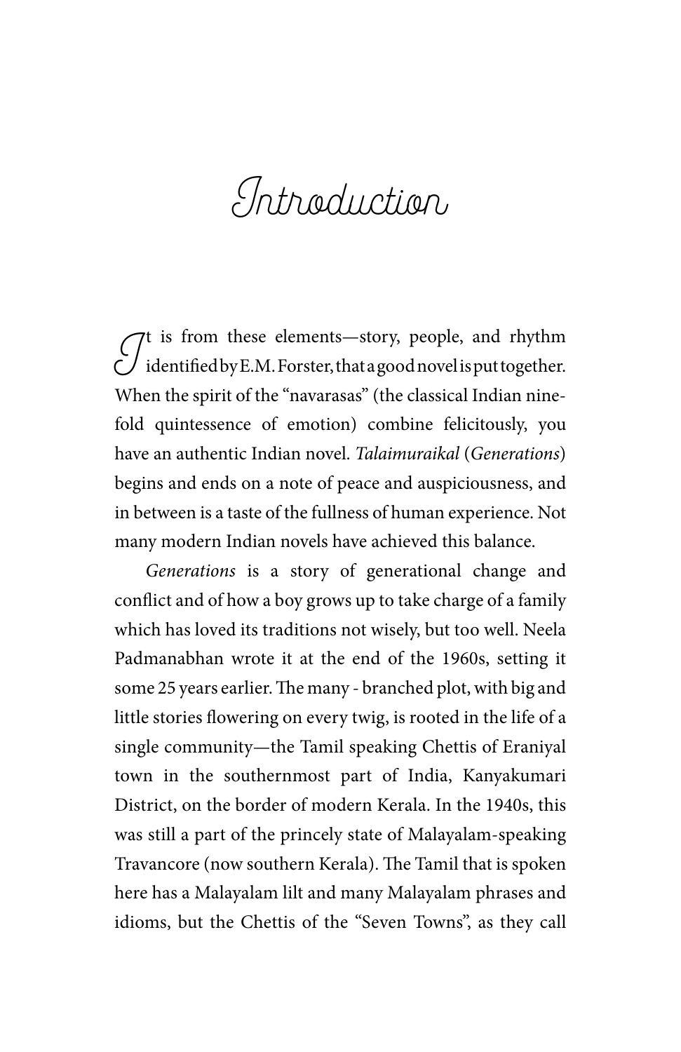# Introduction

It is from these elements—story, people, and rhythm identified by E.M. Forster, that a good novel is put together. When the spirit of the "navarasas" (the classical Indian nine-fold quintessence of emotion) combine felicitously, you have an authentic Indian novel. *Talaimuraikal* (*Generations*) begins and ends on a note of peace and auspiciousness, and in between is a taste of the fullness of human experience. Not many modern Indian novels have achieved this balance.

*Generations* is a story of generational change and conflict and of how a boy grows up to take charge of a family which has loved its traditions not wisely, but too well. Neela Padmanabhan wrote it at the end of the 1960s, setting it some 25 years earlier. The many - branched plot, with big and little stories flowering on every twig, is rooted in the life of a single community—the Tamil speaking Chettis of Eraniyal town in the southernmost part of India, Kanyakumari District, on the border of modern Kerala. In the 1940s, this was still a part of the princely state of Malayalam-speaking Travancore (now southern Kerala). The Tamil that is spoken here has a Malayalam lilt and many Malayalam phrases and idioms, but the Chettis of the "Seven Towns", as they call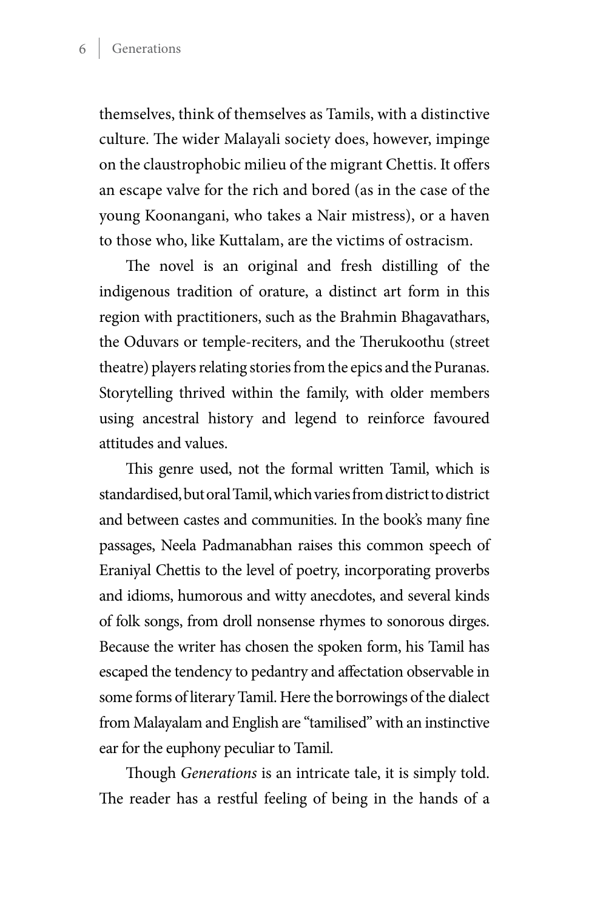themselves, think of themselves as Tamils, with a distinctive culture. The wider Malayali society does, however, impinge on the claustrophobic milieu of the migrant Chettis. It offers an escape valve for the rich and bored (as in the case of the young Koonangani, who takes a Nair mistress), or a haven to those who, like Kuttalam, are the victims of ostracism.

The novel is an original and fresh distilling of the indigenous tradition of orature, a distinct art form in this region with practitioners, such as the Brahmin Bhagavathars, the Oduvars or temple-reciters, and the Therukoothu (street theatre) players relating stories from the epics and the Puranas. Storytelling thrived within the family, with older members using ancestral history and legend to reinforce favoured attitudes and values.

This genre used, not the formal written Tamil, which is standardised, but oral Tamil, which varies from district to district and between castes and communities. In the book's many fine passages, Neela Padmanabhan raises this common speech of Eraniyal Chettis to the level of poetry, incorporating proverbs and idioms, humorous and witty anecdotes, and several kinds of folk songs, from droll nonsense rhymes to sonorous dirges. Because the writer has chosen the spoken form, his Tamil has escaped the tendency to pedantry and affectation observable in some forms of literary Tamil. Here the borrowings of the dialect from Malayalam and English are "tamilised" with an instinctive ear for the euphony peculiar to Tamil.

Though *Generations* is an intricate tale, it is simply told. The reader has a restful feeling of being in the hands of a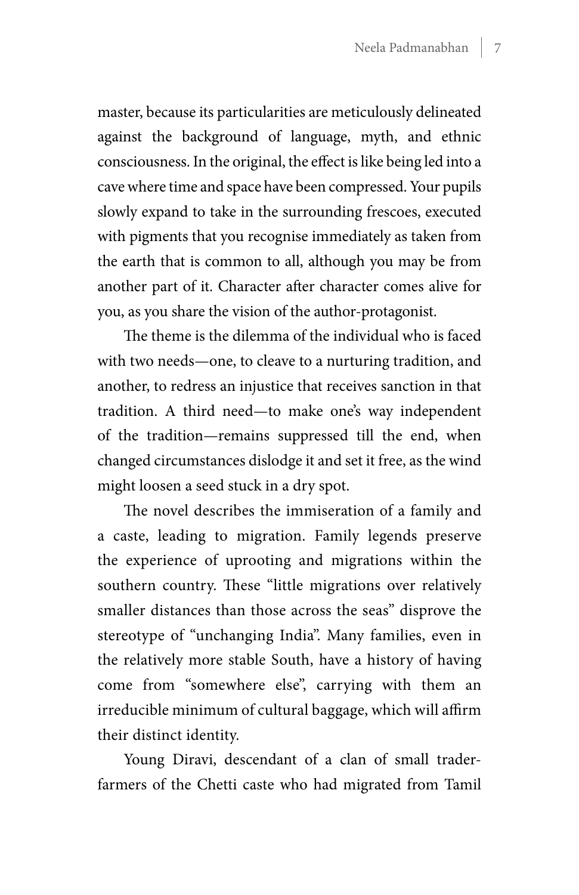master, because its particularities are meticulously delineated against the background of language, myth, and ethnic consciousness. In the original, the effect is like being led into a cave where time and space have been compressed. Your pupils slowly expand to take in the surrounding frescoes, executed with pigments that you recognise immediately as taken from the earth that is common to all, although you may be from another part of it. Character after character comes alive for you, as you share the vision of the author-protagonist.

The theme is the dilemma of the individual who is faced with two needs—one, to cleave to a nurturing tradition, and another, to redress an injustice that receives sanction in that tradition. A third need—to make one's way independent of the tradition—remains suppressed till the end, when changed circumstances dislodge it and set it free, as the wind might loosen a seed stuck in a dry spot.

The novel describes the immiseration of a family and a caste, leading to migration. Family legends preserve the experience of uprooting and migrations within the southern country. These "little migrations over relatively smaller distances than those across the seas" disprove the stereotype of "unchanging India". Many families, even in the relatively more stable South, have a history of having come from "somewhere else", carrying with them an irreducible minimum of cultural baggage, which will affirm their distinct identity.

Young Diravi, descendant of a clan of small trader-farmers of the Chetti caste who had migrated from Tamil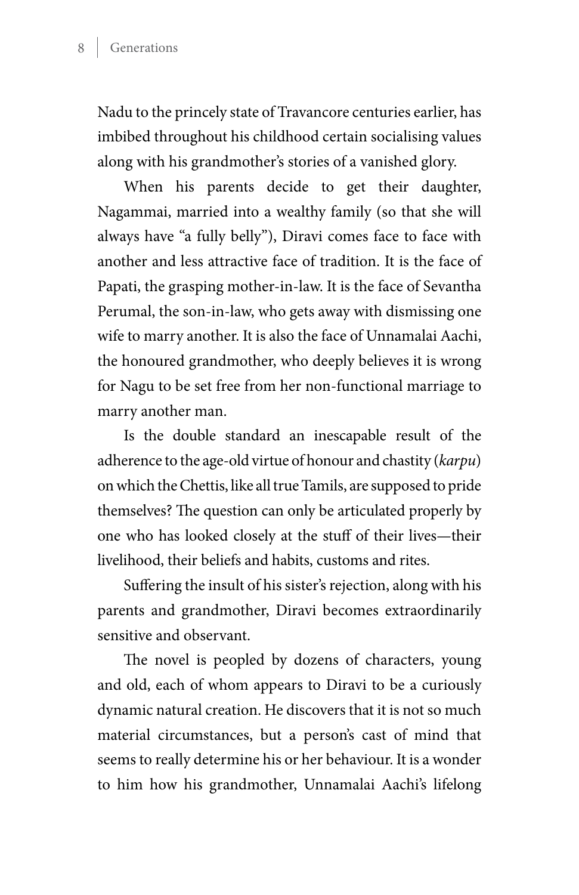Nadu to the princely state of Travancore centuries earlier, has imbibed throughout his childhood certain socialising values along with his grandmother's stories of a vanished glory.

When his parents decide to get their daughter, Nagammai, married into a wealthy family (so that she will always have "a fully belly"), Diravi comes face to face with another and less attractive face of tradition. It is the face of Papati, the grasping mother-in-law. It is the face of Sevantha Perumal, the son-in-law, who gets away with dismissing one wife to marry another. It is also the face of Unnamalai Aachi, the honoured grandmother, who deeply believes it is wrong for Nagu to be set free from her non-functional marriage to marry another man.

Is the double standard an inescapable result of the adherence to the age-old virtue of honour and chastity (*karpu*) on which the Chettis, like all true Tamils, are supposed to pride themselves? The question can only be articulated properly by one who has looked closely at the stuff of their lives—their livelihood, their beliefs and habits, customs and rites.

Suffering the insult of his sister's rejection, along with his parents and grandmother, Diravi becomes extraordinarily sensitive and observant.

The novel is peopled by dozens of characters, young and old, each of whom appears to Diravi to be a curiously dynamic natural creation. He discovers that it is not so much material circumstances, but a person's cast of mind that seems to really determine his or her behaviour. It is a wonder to him how his grandmother, Unnamalai Aachi's lifelong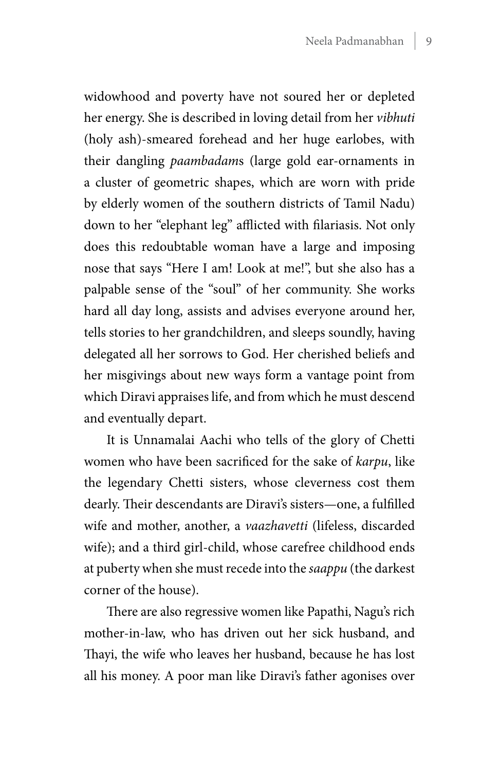widowhood and poverty have not soured her or depleted her energy. She is described in loving detail from her *vibhuti* (holy ash)-smeared forehead and her huge earlobes, with their dangling *paambadam*s (large gold ear-ornaments in a cluster of geometric shapes, which are worn with pride by elderly women of the southern districts of Tamil Nadu) down to her "elephant leg" afflicted with filariasis. Not only does this redoubtable woman have a large and imposing nose that says "Here I am! Look at me!", but she also has a palpable sense of the "soul" of her community. She works hard all day long, assists and advises everyone around her, tells stories to her grandchildren, and sleeps soundly, having delegated all her sorrows to God. Her cherished beliefs and her misgivings about new ways form a vantage point from which Diravi appraises life, and from which he must descend and eventually depart.

It is Unnamalai Aachi who tells of the glory of Chetti women who have been sacrificed for the sake of *karpu*, like the legendary Chetti sisters, whose cleverness cost them dearly. Their descendants are Diravi's sisters—one, a fulfilled wife and mother, another, a *vaazhavetti* (lifeless, discarded wife); and a third girl-child, whose carefree childhood ends at puberty when she must recede into the *saappu* (the darkest corner of the house).

There are also regressive women like Papathi, Nagu's rich mother-in-law, who has driven out her sick husband, and Thayi, the wife who leaves her husband, because he has lost all his money. A poor man like Diravi's father agonises over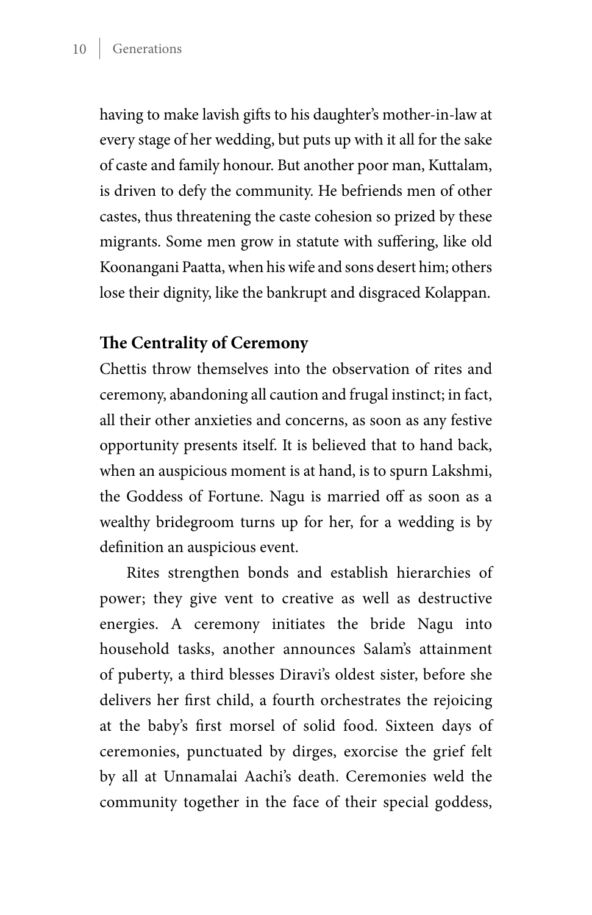having to make lavish gifts to his daughter's mother-in-law at every stage of her wedding, but puts up with it all for the sake of caste and family honour. But another poor man, Kuttalam, is driven to defy the community. He befriends men of other castes, thus threatening the caste cohesion so prized by these migrants. Some men grow in statute with suffering, like old Koonangani Paatta, when his wife and sons desert him; others lose their dignity, like the bankrupt and disgraced Kolappan.

## The Centrality of Ceremony

Chettis throw themselves into the observation of rites and ceremony, abandoning all caution and frugal instinct; in fact, all their other anxieties and concerns, as soon as any festive opportunity presents itself. It is believed that to hand back, when an auspicious moment is at hand, is to spurn Lakshmi, the Goddess of Fortune. Nagu is married off as soon as a wealthy bridegroom turns up for her, for a wedding is by definition an auspicious event.

Rites strengthen bonds and establish hierarchies of power; they give vent to creative as well as destructive energies. A ceremony initiates the bride Nagu into household tasks, another announces Salam's attainment of puberty, a third blesses Diravi's oldest sister, before she delivers her first child, a fourth orchestrates the rejoicing at the baby's first morsel of solid food. Sixteen days of ceremonies, punctuated by dirges, exorcise the grief felt by all at Unnamalai Aachi's death. Ceremonies weld the community together in the face of their special goddess,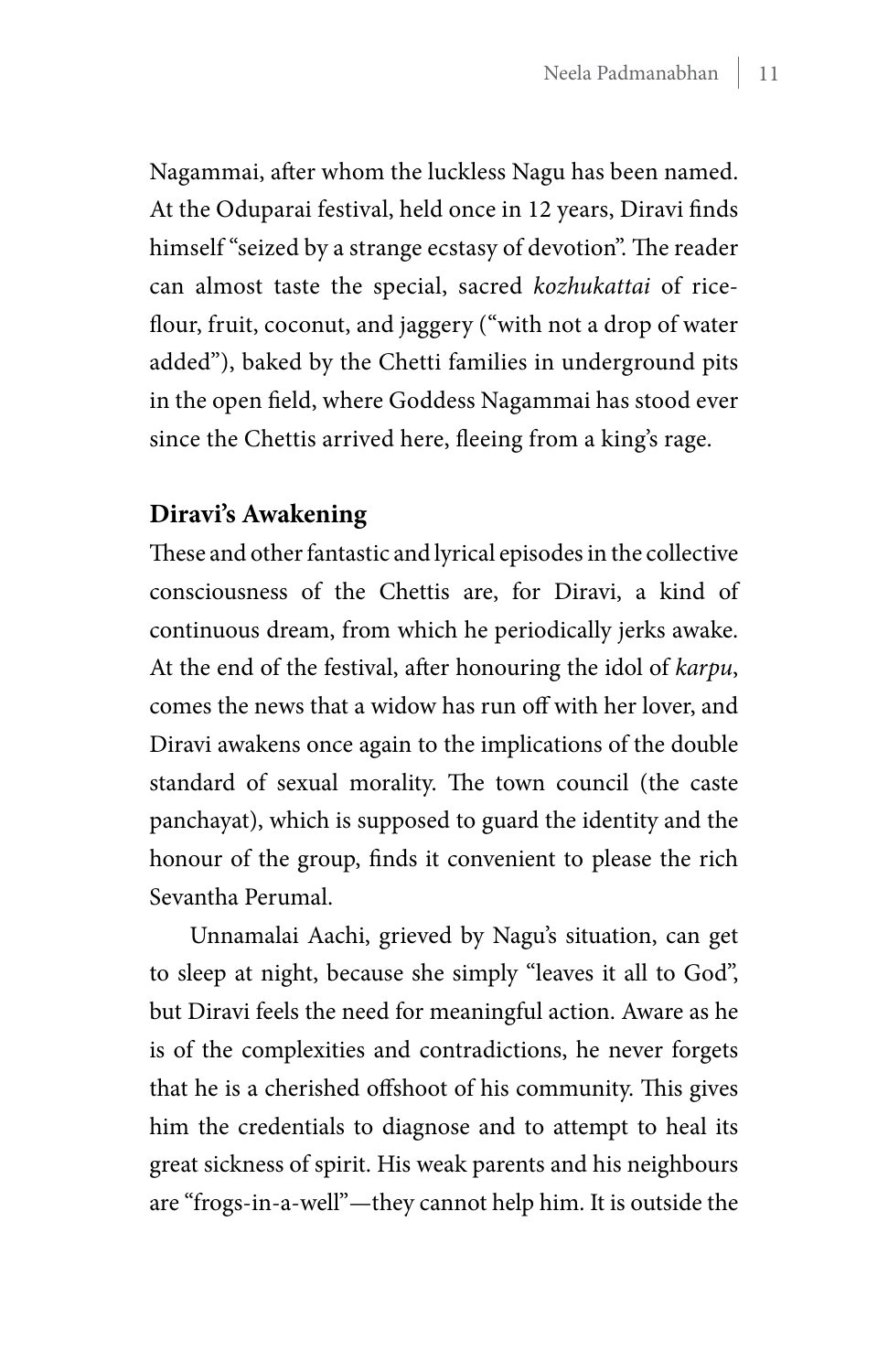Nagammai, after whom the luckless Nagu has been named. At the Oduparai festival, held once in 12 years, Diravi finds himself "seized by a strange ecstasy of devotion". The reader can almost taste the special, sacred *kozhukattai* of rice-flour, fruit, coconut, and jaggery ("with not a drop of water added"), baked by the Chetti families in underground pits in the open field, where Goddess Nagammai has stood ever since the Chettis arrived here, fleeing from a king's rage.

**Diravi's Awakening**

These and other fantastic and lyrical episodes in the collective consciousness of the Chettis are, for Diravi, a kind of continuous dream, from which he periodically jerks awake. At the end of the festival, after honouring the idol of *karpu*, comes the news that a widow has run off with her lover, and Diravi awakens once again to the implications of the double standard of sexual morality. The town council (the caste panchayat), which is supposed to guard the identity and the honour of the group, finds it convenient to please the rich Sevantha Perumal.

Unnamalai Aachi, grieved by Nagu's situation, can get to sleep at night, because she simply "leaves it all to God", but Diravi feels the need for meaningful action. Aware as he is of the complexities and contradictions, he never forgets that he is a cherished offshoot of his community. This gives him the credentials to diagnose and to attempt to heal its great sickness of spirit. His weak parents and his neighbours are "frogs-in-a-well"—they cannot help him. It is outside the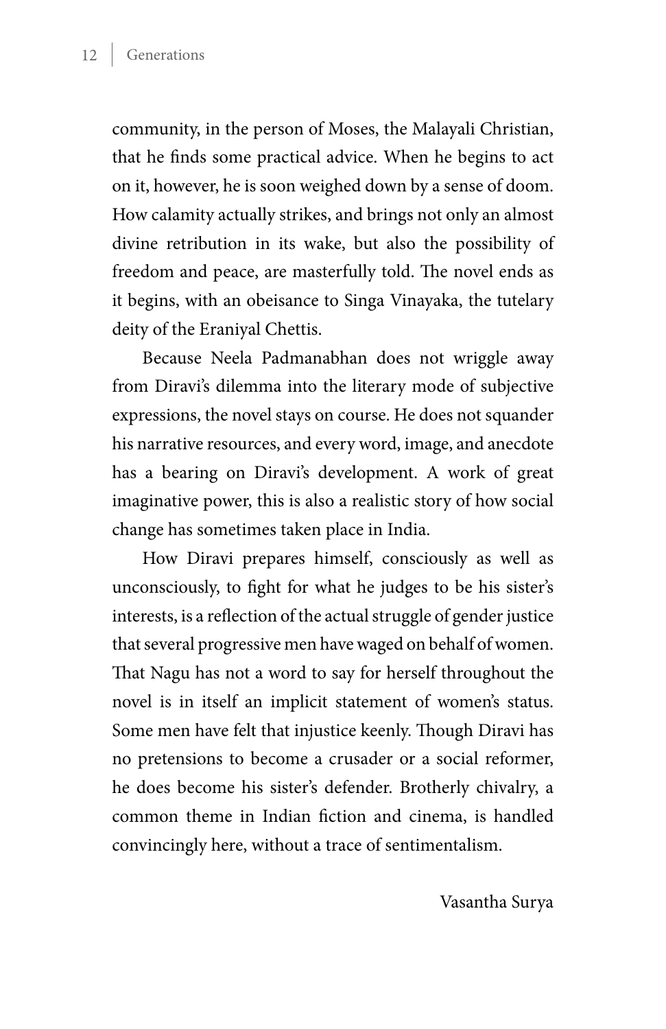community, in the person of Moses, the Malayali Christian, that he finds some practical advice. When he begins to act on it, however, he is soon weighed down by a sense of doom. How calamity actually strikes, and brings not only an almost divine retribution in its wake, but also the possibility of freedom and peace, are masterfully told. The novel ends as it begins, with an obeisance to Singa Vinayaka, the tutelary deity of the Eraniyal Chettis.

Because Neela Padmanabhan does not wriggle away from Diravi's dilemma into the literary mode of subjective expressions, the novel stays on course. He does not squander his narrative resources, and every word, image, and anecdote has a bearing on Diravi's development. A work of great imaginative power, this is also a realistic story of how social change has sometimes taken place in India.

How Diravi prepares himself, consciously as well as unconsciously, to fight for what he judges to be his sister's interests, is a reflection of the actual struggle of gender justice that several progressive men have waged on behalf of women. That Nagu has not a word to say for herself throughout the novel is in itself an implicit statement of women's status. Some men have felt that injustice keenly. Though Diravi has no pretensions to become a crusader or a social reformer, he does become his sister's defender. Brotherly chivalry, a common theme in Indian fiction and cinema, is handled convincingly here, without a trace of sentimentalism.

Vasantha Surya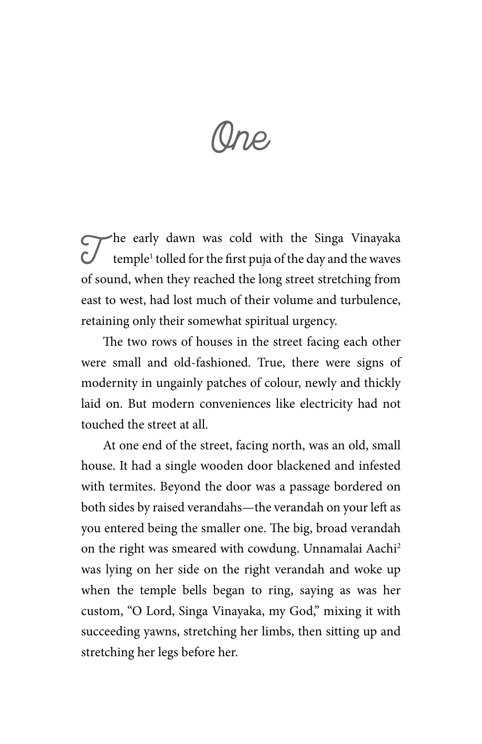# One

The early dawn was cold with the Singa Vinayaka temple[1] tolled for the first puja of the day and the waves of sound, when they reached the long street stretching from east to west, had lost much of their volume and turbulence, retaining only their somewhat spiritual urgency.

The two rows of houses in the street facing each other were small and old-fashioned. True, there were signs of modernity in ungainly patches of colour, newly and thickly laid on. But modern conveniences like electricity had not touched the street at all.

At one end of the street, facing north, was an old, small house. It had a single wooden door blackened and infested with termites. Beyond the door was a passage bordered on both sides by raised verandahs—the verandah on your left as you entered being the smaller one. The big, broad verandah on the right was smeared with cowdung. Unnamalai Aachi[2] was lying on her side on the right verandah and woke up when the temple bells began to ring, saying as was her custom, "O Lord, Singa Vinayaka, my God," mixing it with succeeding yawns, stretching her limbs, then sitting up and stretching her legs before her.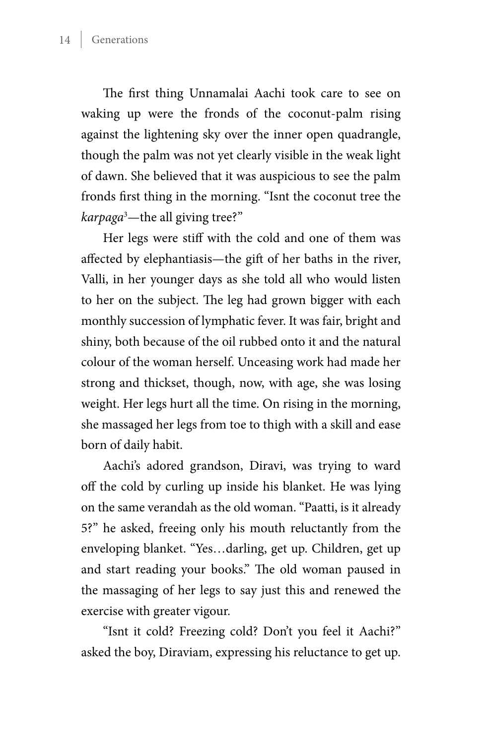The first thing Unnamalai Aachi took care to see on waking up were the fronds of the coconut-palm rising against the lightening sky over the inner open quadrangle, though the palm was not yet clearly visible in the weak light of dawn. She believed that it was auspicious to see the palm fronds first thing in the morning. "Isnt the coconut tree the *karpaga*[3]—the all giving tree?"

Her legs were stiff with the cold and one of them was affected by elephantiasis—the gift of her baths in the river, Valli, in her younger days as she told all who would listen to her on the subject. The leg had grown bigger with each monthly succession of lymphatic fever. It was fair, bright and shiny, both because of the oil rubbed onto it and the natural colour of the woman herself. Unceasing work had made her strong and thickset, though, now, with age, she was losing weight. Her legs hurt all the time. On rising in the morning, she massaged her legs from toe to thigh with a skill and ease born of daily habit.

Aachi's adored grandson, Diravi, was trying to ward off the cold by curling up inside his blanket. He was lying on the same verandah as the old woman. "Paatti, is it already 5?" he asked, freeing only his mouth reluctantly from the enveloping blanket. "Yes…darling, get up. Children, get up and start reading your books." The old woman paused in the massaging of her legs to say just this and renewed the exercise with greater vigour.

"Isnt it cold? Freezing cold? Don't you feel it Aachi?" asked the boy, Diraviam, expressing his reluctance to get up.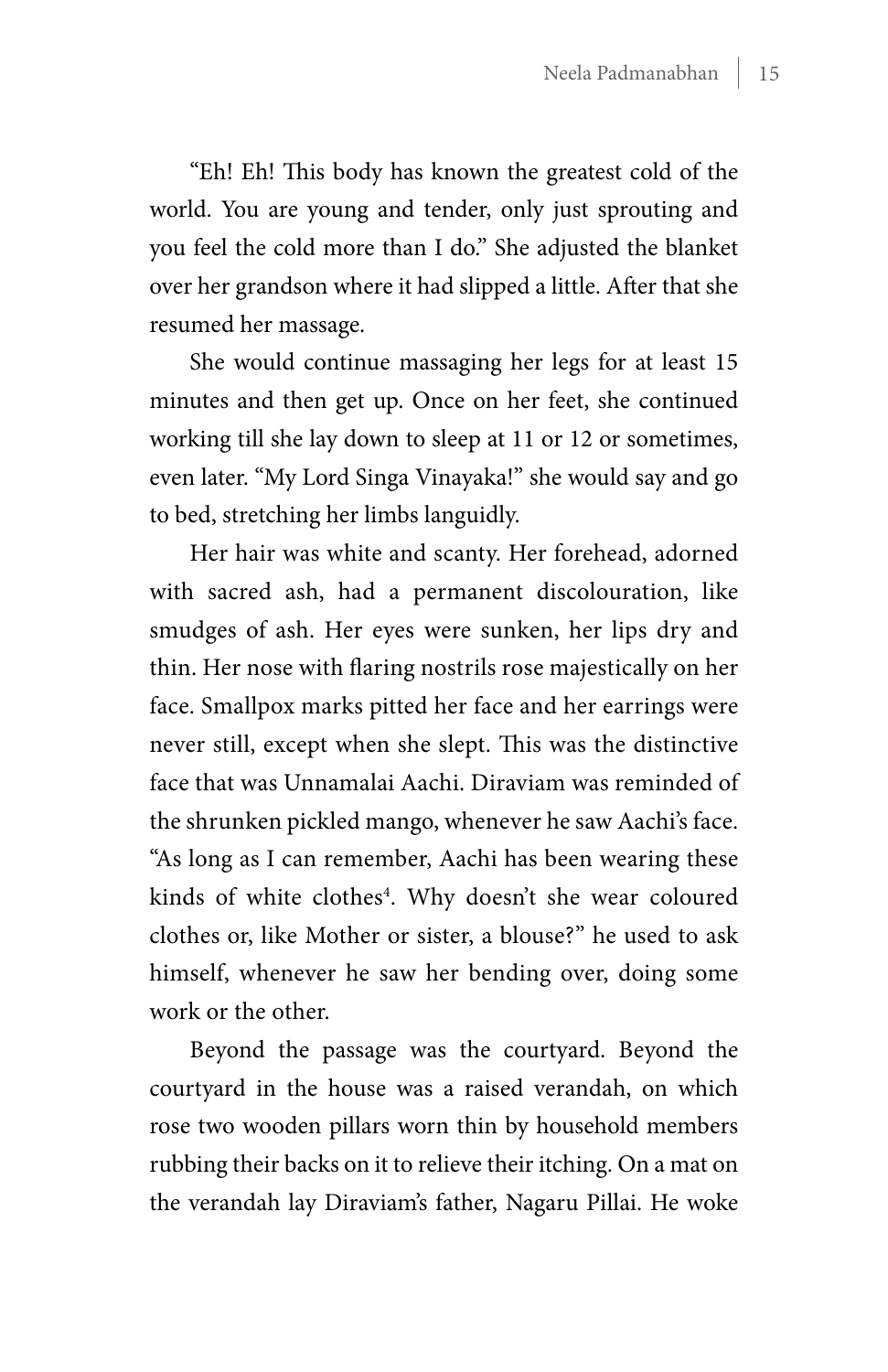"Eh! Eh! This body has known the greatest cold of the world. You are young and tender, only just sprouting and you feel the cold more than I do." She adjusted the blanket over her grandson where it had slipped a little. After that she resumed her massage.

She would continue massaging her legs for at least 15 minutes and then get up. Once on her feet, she continued working till she lay down to sleep at 11 or 12 or sometimes, even later. "My Lord Singa Vinayaka!" she would say and go to bed, stretching her limbs languidly.

Her hair was white and scanty. Her forehead, adorned with sacred ash, had a permanent discolouration, like smudges of ash. Her eyes were sunken, her lips dry and thin. Her nose with flaring nostrils rose majestically on her face. Smallpox marks pitted her face and her earrings were never still, except when she slept. This was the distinctive face that was Unnamalai Aachi. Diraviam was reminded of the shrunken pickled mango, whenever he saw Aachi's face. "As long as I can remember, Aachi has been wearing these kinds of white clothes[4]. Why doesn't she wear coloured clothes or, like Mother or sister, a blouse?" he used to ask himself, whenever he saw her bending over, doing some work or the other.

Beyond the passage was the courtyard. Beyond the courtyard in the house was a raised verandah, on which rose two wooden pillars worn thin by household members rubbing their backs on it to relieve their itching. On a mat on the verandah lay Diraviam's father, Nagaru Pillai. He woke